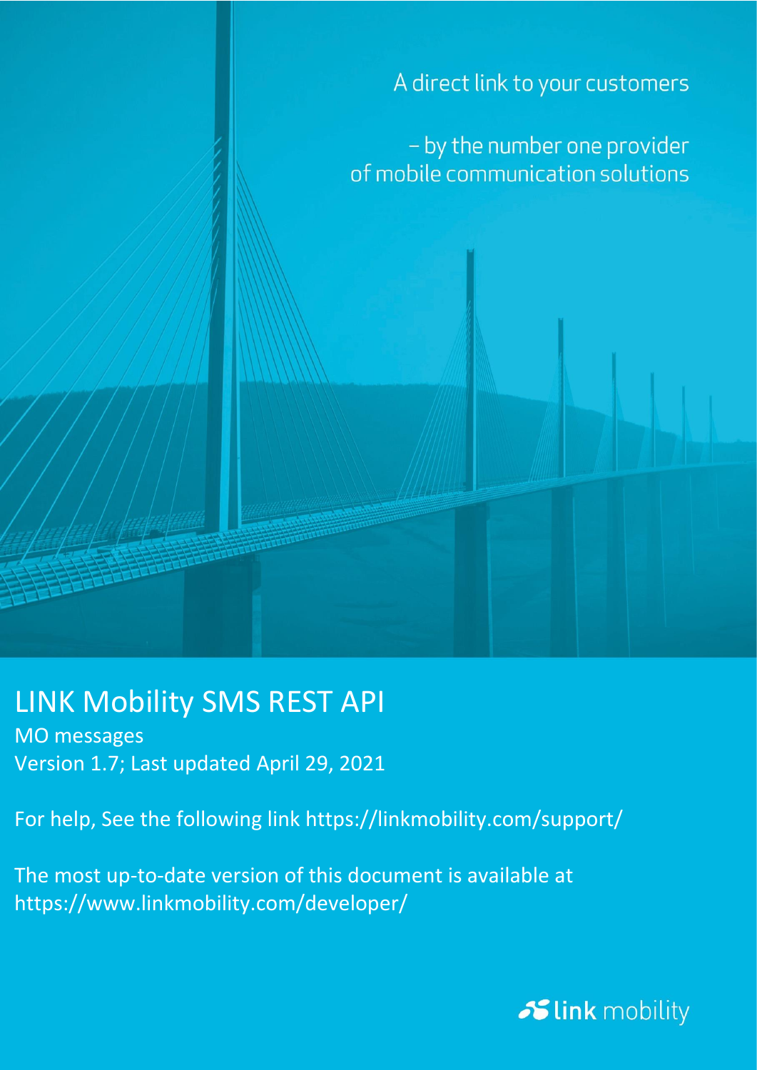A direct link to your customers

– by the number one provider of mobile communication solutions

# LINK Mobility SMS REST API

MO messages

Version 1.7; Last updated April 29, 2021

For help, See the following link https://linkmobility.com/support/

The most up-to-date version of this document is available at https://www.linkmobility.com/developer/

link mobility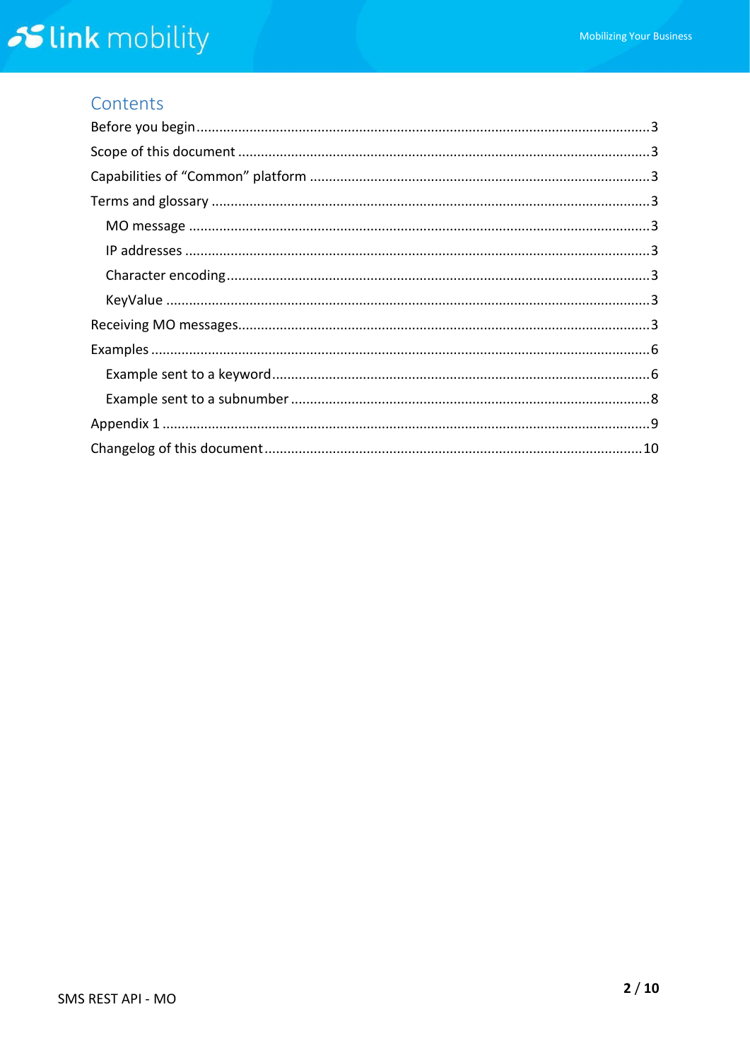## Contents

- Before you begin ..... 3
- Scope of this document ..... 3
- Capabilities of "Common" platform ..... 3
- Terms and glossary ..... 3
  - MO message ..... 3
  - IP addresses ..... 3
  - Character encoding ..... 3
  - KeyValue ..... 3
- Receiving MO messages ..... 3
- Examples ..... 6
  - Example sent to a keyword ..... 6
  - Example sent to a subnumber ..... 8
- Appendix 1 ..... 9
- Changelog of this document ..... 10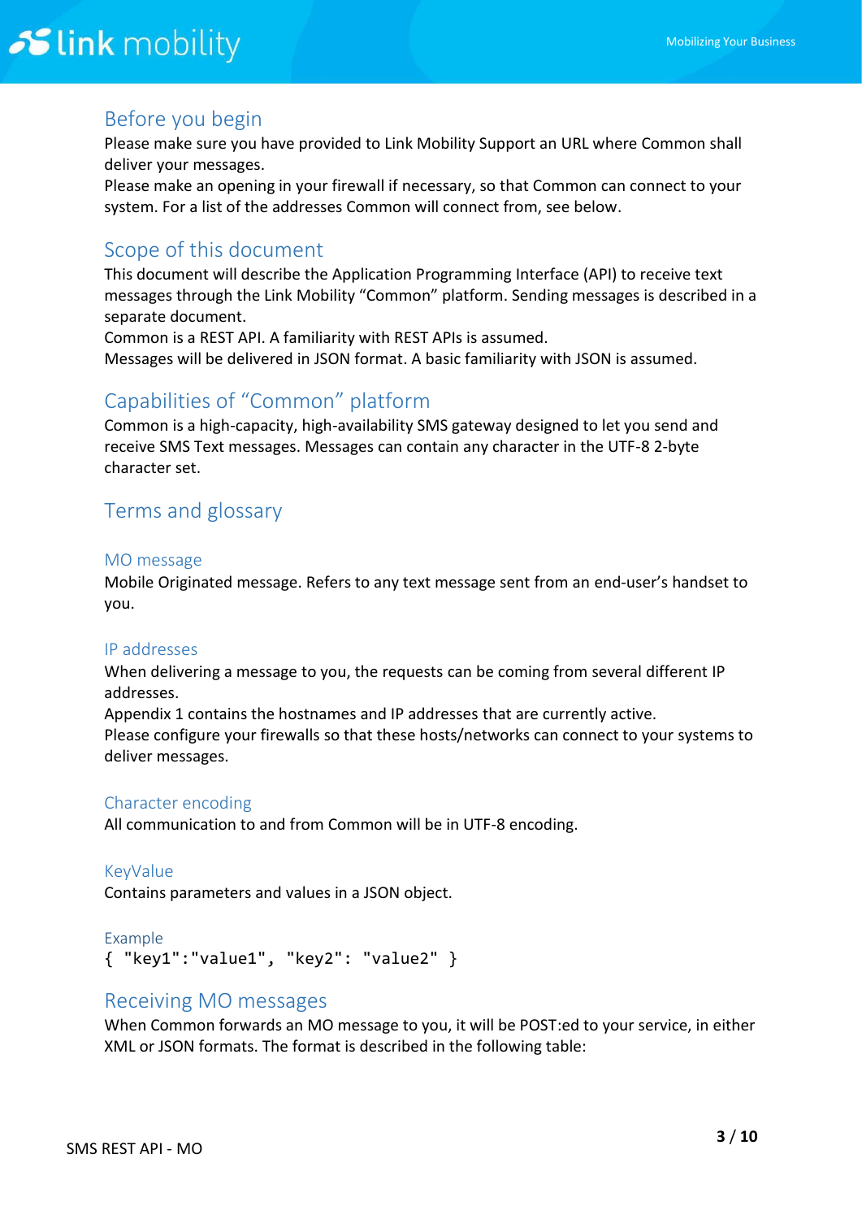## Before you begin

Please make sure you have provided to Link Mobility Support an URL where Common shall deliver your messages.
Please make an opening in your firewall if necessary, so that Common can connect to your system. For a list of the addresses Common will connect from, see below.

## Scope of this document

This document will describe the Application Programming Interface (API) to receive text messages through the Link Mobility “Common” platform. Sending messages is described in a separate document.
Common is a REST API. A familiarity with REST APIs is assumed.
Messages will be delivered in JSON format. A basic familiarity with JSON is assumed.

## Capabilities of “Common” platform

Common is a high-capacity, high-availability SMS gateway designed to let you send and receive SMS Text messages. Messages can contain any character in the UTF-8 2-byte character set.

## Terms and glossary

### MO message

Mobile Originated message. Refers to any text message sent from an end-user’s handset to you.

### IP addresses

When delivering a message to you, the requests can be coming from several different IP addresses.
Appendix 1 contains the hostnames and IP addresses that are currently active.
Please configure your firewalls so that these hosts/networks can connect to your systems to deliver messages.

### Character encoding

All communication to and from Common will be in UTF-8 encoding.

### KeyValue

Contains parameters and values in a JSON object.

### Example

```
{ "key1":"value1", "key2": "value2" }
```

## Receiving MO messages

When Common forwards an MO message to you, it will be POST:ed to your service, in either XML or JSON formats. The format is described in the following table: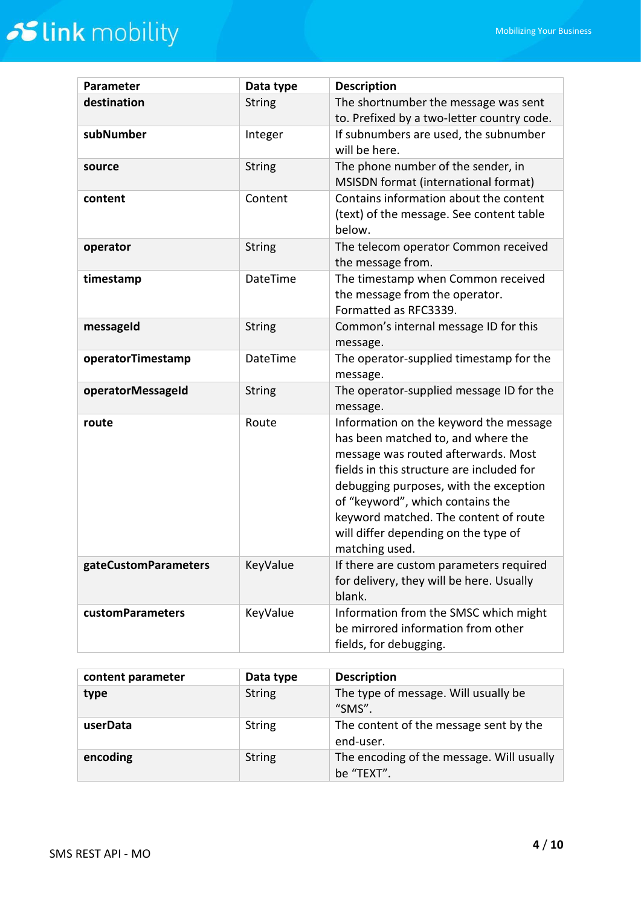| Parameter | Data type | Description |
|---|---|---|
| **destination** | String | The shortnumber the message was sent to. Prefixed by a two-letter country code. |
| **subNumber** | Integer | If subnumbers are used, the subnumber will be here. |
| **source** | String | The phone number of the sender, in MSISDN format (international format) |
| **content** | Content | Contains information about the content (text) of the message. See content table below. |
| **operator** | String | The telecom operator Common received the message from. |
| **timestamp** | DateTime | The timestamp when Common received the message from the operator. Formatted as RFC3339. |
| **messageId** | String | Common's internal message ID for this message. |
| **operatorTimestamp** | DateTime | The operator-supplied timestamp for the message. |
| **operatorMessageId** | String | The operator-supplied message ID for the message. |
| **route** | Route | Information on the keyword the message has been matched to, and where the message was routed afterwards. Most fields in this structure are included for debugging purposes, with the exception of "keyword", which contains the keyword matched. The content of route will differ depending on the type of matching used. |
| **gateCustomParameters** | KeyValue | If there are custom parameters required for delivery, they will be here. Usually blank. |
| **customParameters** | KeyValue | Information from the SMSC which might be mirrored information from other fields, for debugging. |

| content parameter | Data type | Description |
|---|---|---|
| **type** | String | The type of message. Will usually be "SMS". |
| **userData** | String | The content of the message sent by the end-user. |
| **encoding** | String | The encoding of the message. Will usually be "TEXT". |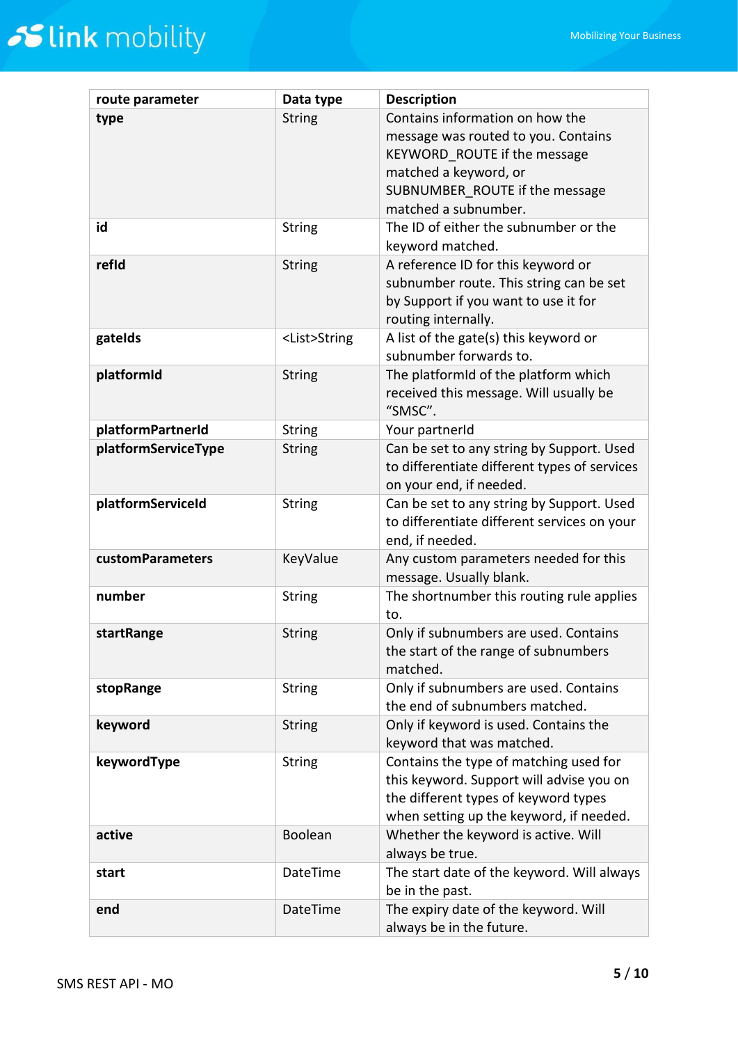| route parameter | Data type | Description |
|---|---|---|
| **type** | String | Contains information on how the message was routed to you. Contains KEYWORD_ROUTE if the message matched a keyword, or SUBNUMBER_ROUTE if the message matched a subnumber. |
| **id** | String | The ID of either the subnumber or the keyword matched. |
| **refId** | String | A reference ID for this keyword or subnumber route. This string can be set by Support if you want to use it for routing internally. |
| **gateIds** | <List>String | A list of the gate(s) this keyword or subnumber forwards to. |
| **platformId** | String | The platformId of the platform which received this message. Will usually be "SMSC". |
| **platformPartnerId** | String | Your partnerId |
| **platformServiceType** | String | Can be set to any string by Support. Used to differentiate different types of services on your end, if needed. |
| **platformServiceId** | String | Can be set to any string by Support. Used to differentiate different services on your end, if needed. |
| **customParameters** | KeyValue | Any custom parameters needed for this message. Usually blank. |
| **number** | String | The shortnumber this routing rule applies to. |
| **startRange** | String | Only if subnumbers are used. Contains the start of the range of subnumbers matched. |
| **stopRange** | String | Only if subnumbers are used. Contains the end of subnumbers matched. |
| **keyword** | String | Only if keyword is used. Contains the keyword that was matched. |
| **keywordType** | String | Contains the type of matching used for this keyword. Support will advise you on the different types of keyword types when setting up the keyword, if needed. |
| **active** | Boolean | Whether the keyword is active. Will always be true. |
| **start** | DateTime | The start date of the keyword. Will always be in the past. |
| **end** | DateTime | The expiry date of the keyword. Will always be in the future. |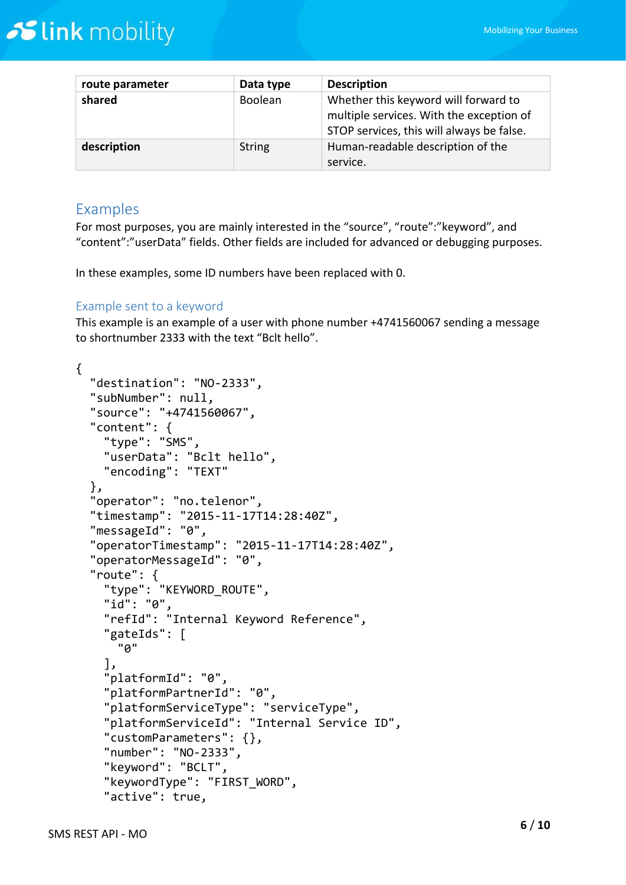| route parameter | Data type | Description |
| --- | --- | --- |
| **shared** | Boolean | Whether this keyword will forward to multiple services. With the exception of STOP services, this will always be false. |
| **description** | String | Human-readable description of the service. |

## Examples

For most purposes, you are mainly interested in the “source”, “route”:”keyword”, and “content”:”userData” fields. Other fields are included for advanced or debugging purposes.

In these examples, some ID numbers have been replaced with 0.

### Example sent to a keyword

This example is an example of a user with phone number +4741560067 sending a message to shortnumber 2333 with the text “Bclt hello”.

```
{
  "destination": "NO-2333",
  "subNumber": null,
  "source": "+4741560067",
  "content": {
    "type": "SMS",
    "userData": "Bclt hello",
    "encoding": "TEXT"
  },
  "operator": "no.telenor",
  "timestamp": "2015-11-17T14:28:40Z",
  "messageId": "0",
  "operatorTimestamp": "2015-11-17T14:28:40Z",
  "operatorMessageId": "0",
  "route": {
    "type": "KEYWORD_ROUTE",
    "id": "0",
    "refId": "Internal Keyword Reference",
    "gateIds": [
      "0"
    ],
    "platformId": "0",
    "platformPartnerId": "0",
    "platformServiceType": "serviceType",
    "platformServiceId": "Internal Service ID",
    "customParameters": {},
    "number": "NO-2333",
    "keyword": "BCLT",
    "keywordType": "FIRST_WORD",
    "active": true,
```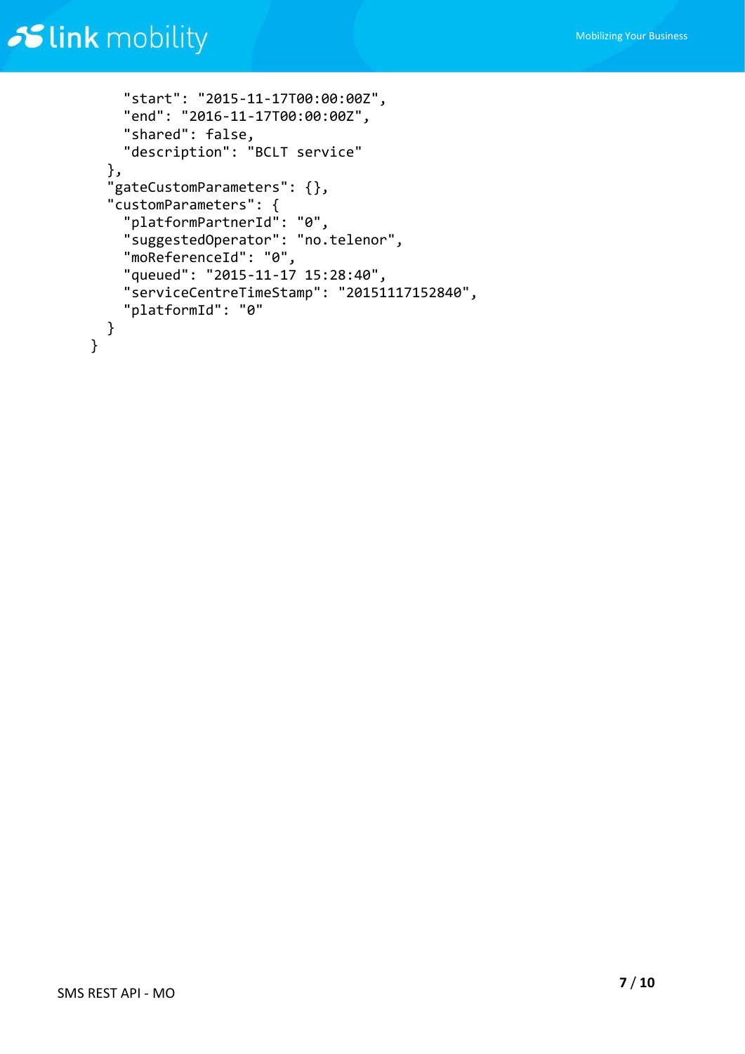```
    "start": "2015-11-17T00:00:00Z",
    "end": "2016-11-17T00:00:00Z",
    "shared": false,
    "description": "BCLT service"
  },
  "gateCustomParameters": {},
  "customParameters": {
    "platformPartnerId": "0",
    "suggestedOperator": "no.telenor",
    "moReferenceId": "0",
    "queued": "2015-11-17 15:28:40",
    "serviceCentreTimeStamp": "20151117152840",
    "platformId": "0"
  }
}
```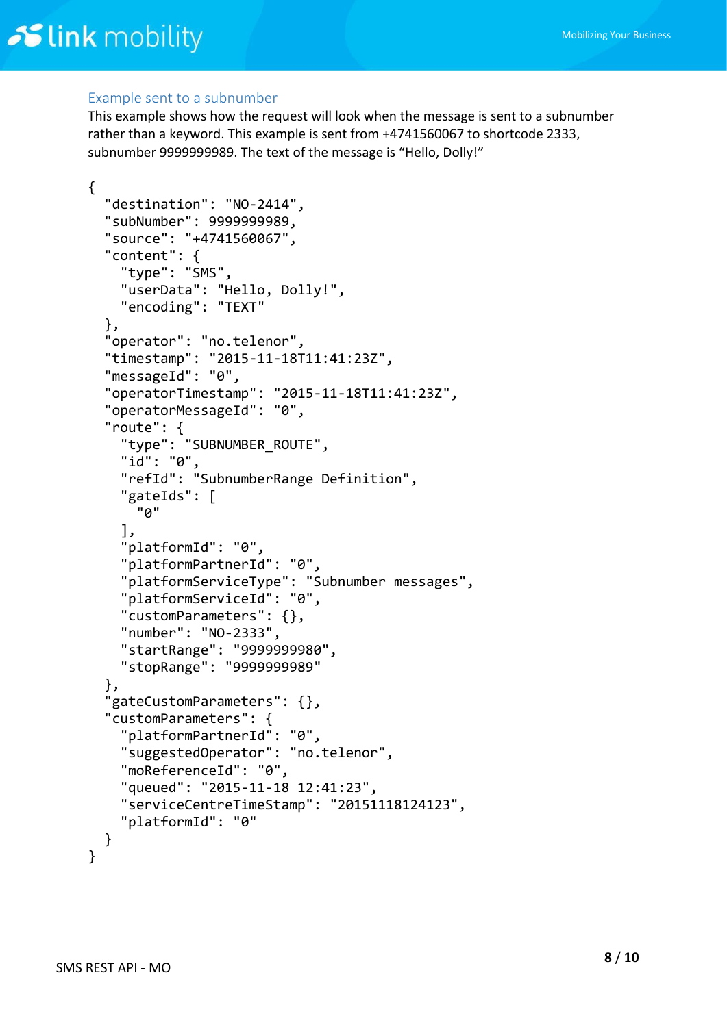### Example sent to a subnumber

This example shows how the request will look when the message is sent to a subnumber rather than a keyword. This example is sent from +4741560067 to shortcode 2333, subnumber 9999999989. The text of the message is “Hello, Dolly!”

```
{
  "destination": "NO-2414",
  "subNumber": 9999999989,
  "source": "+4741560067",
  "content": {
    "type": "SMS",
    "userData": "Hello, Dolly!",
    "encoding": "TEXT"
  },
  "operator": "no.telenor",
  "timestamp": "2015-11-18T11:41:23Z",
  "messageId": "0",
  "operatorTimestamp": "2015-11-18T11:41:23Z",
  "operatorMessageId": "0",
  "route": {
    "type": "SUBNUMBER_ROUTE",
    "id": "0",
    "refId": "SubnumberRange Definition",
    "gateIds": [
      "0"
    ],
    "platformId": "0",
    "platformPartnerId": "0",
    "platformServiceType": "Subnumber messages",
    "platformServiceId": "0",
    "customParameters": {},
    "number": "NO-2333",
    "startRange": "9999999980",
    "stopRange": "9999999989"
  },
  "gateCustomParameters": {},
  "customParameters": {
    "platformPartnerId": "0",
    "suggestedOperator": "no.telenor",
    "moReferenceId": "0",
    "queued": "2015-11-18 12:41:23",
    "serviceCentreTimeStamp": "20151118124123",
    "platformId": "0"
  }
}
```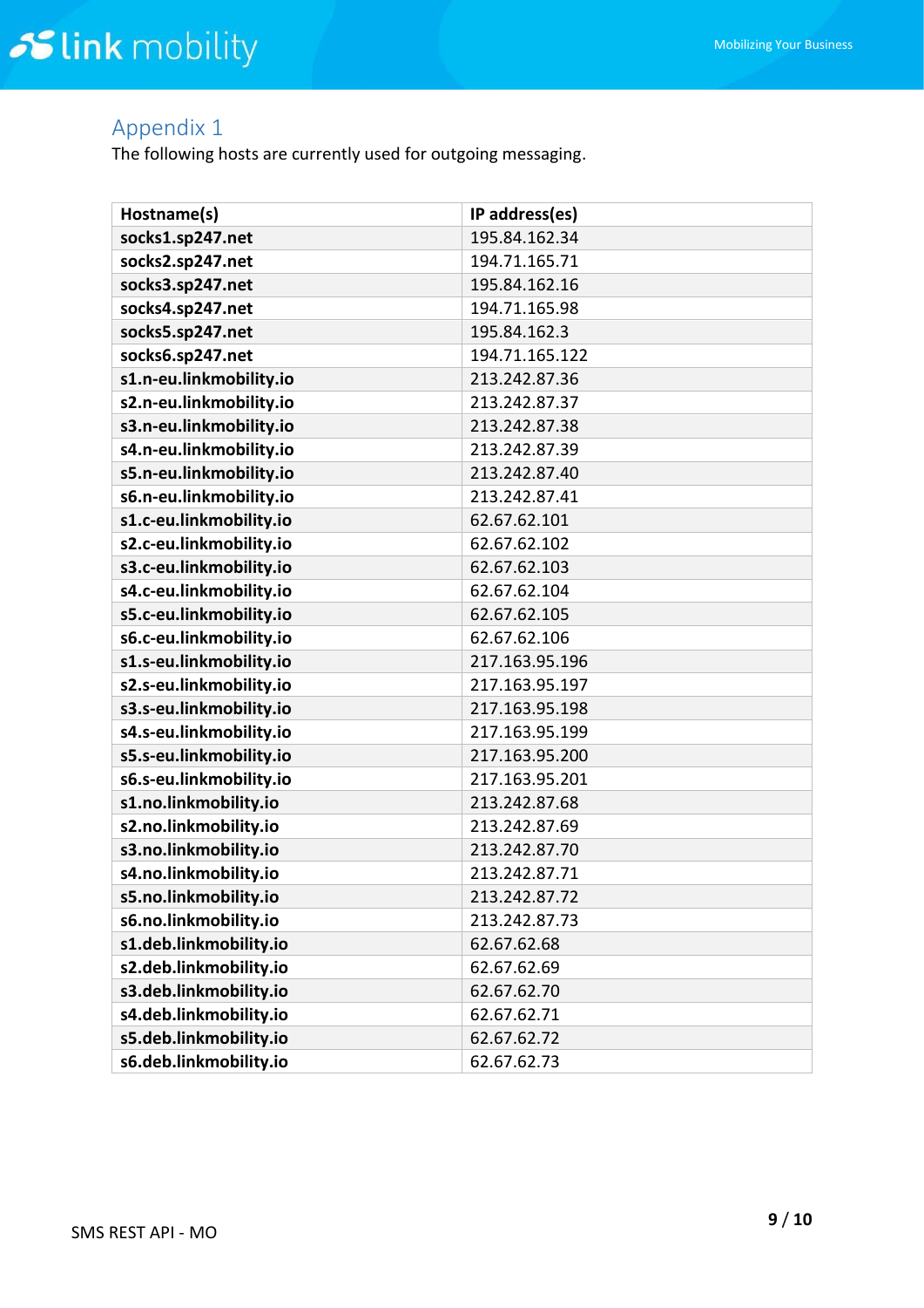# Appendix 1

The following hosts are currently used for outgoing messaging.

| Hostname(s) | IP address(es) |
|---|---|
| **socks1.sp247.net** | 195.84.162.34 |
| **socks2.sp247.net** | 194.71.165.71 |
| **socks3.sp247.net** | 195.84.162.16 |
| **socks4.sp247.net** | 194.71.165.98 |
| **socks5.sp247.net** | 195.84.162.3 |
| **socks6.sp247.net** | 194.71.165.122 |
| **s1.n-eu.linkmobility.io** | 213.242.87.36 |
| **s2.n-eu.linkmobility.io** | 213.242.87.37 |
| **s3.n-eu.linkmobility.io** | 213.242.87.38 |
| **s4.n-eu.linkmobility.io** | 213.242.87.39 |
| **s5.n-eu.linkmobility.io** | 213.242.87.40 |
| **s6.n-eu.linkmobility.io** | 213.242.87.41 |
| **s1.c-eu.linkmobility.io** | 62.67.62.101 |
| **s2.c-eu.linkmobility.io** | 62.67.62.102 |
| **s3.c-eu.linkmobility.io** | 62.67.62.103 |
| **s4.c-eu.linkmobility.io** | 62.67.62.104 |
| **s5.c-eu.linkmobility.io** | 62.67.62.105 |
| **s6.c-eu.linkmobility.io** | 62.67.62.106 |
| **s1.s-eu.linkmobility.io** | 217.163.95.196 |
| **s2.s-eu.linkmobility.io** | 217.163.95.197 |
| **s3.s-eu.linkmobility.io** | 217.163.95.198 |
| **s4.s-eu.linkmobility.io** | 217.163.95.199 |
| **s5.s-eu.linkmobility.io** | 217.163.95.200 |
| **s6.s-eu.linkmobility.io** | 217.163.95.201 |
| **s1.no.linkmobility.io** | 213.242.87.68 |
| **s2.no.linkmobility.io** | 213.242.87.69 |
| **s3.no.linkmobility.io** | 213.242.87.70 |
| **s4.no.linkmobility.io** | 213.242.87.71 |
| **s5.no.linkmobility.io** | 213.242.87.72 |
| **s6.no.linkmobility.io** | 213.242.87.73 |
| **s1.deb.linkmobility.io** | 62.67.62.68 |
| **s2.deb.linkmobility.io** | 62.67.62.69 |
| **s3.deb.linkmobility.io** | 62.67.62.70 |
| **s4.deb.linkmobility.io** | 62.67.62.71 |
| **s5.deb.linkmobility.io** | 62.67.62.72 |
| **s6.deb.linkmobility.io** | 62.67.62.73 |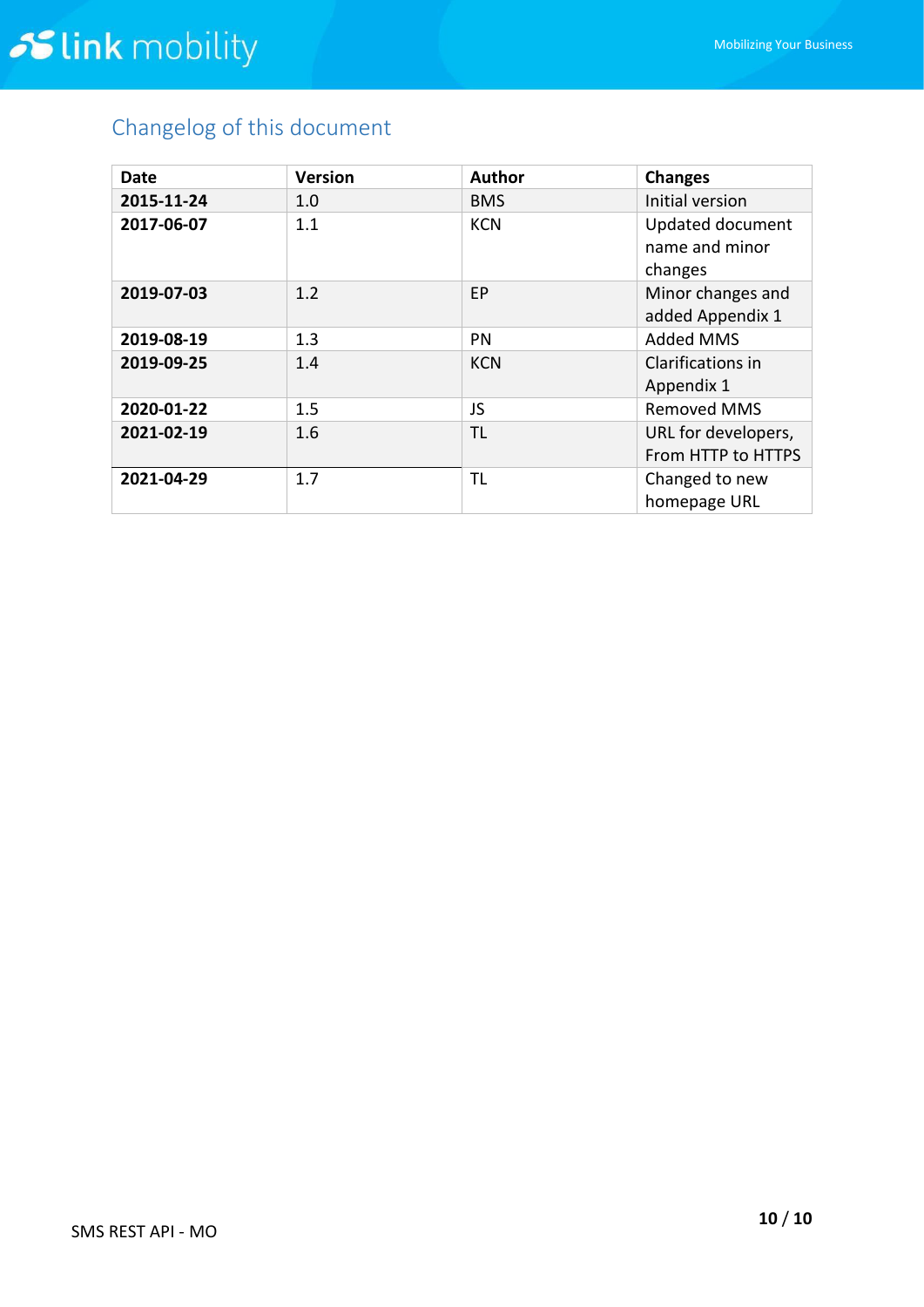## Changelog of this document

| Date | Version | Author | Changes |
|---|---|---|---|
| **2015-11-24** | 1.0 | BMS | Initial version |
| **2017-06-07** | 1.1 | KCN | Updated document name and minor changes |
| **2019-07-03** | 1.2 | EP | Minor changes and added Appendix 1 |
| **2019-08-19** | 1.3 | PN | Added MMS |
| **2019-09-25** | 1.4 | KCN | Clarifications in Appendix 1 |
| **2020-01-22** | 1.5 | JS | Removed MMS |
| **2021-02-19** | 1.6 | TL | URL for developers, From HTTP to HTTPS |
| **2021-04-29** | 1.7 | TL | Changed to new homepage URL |